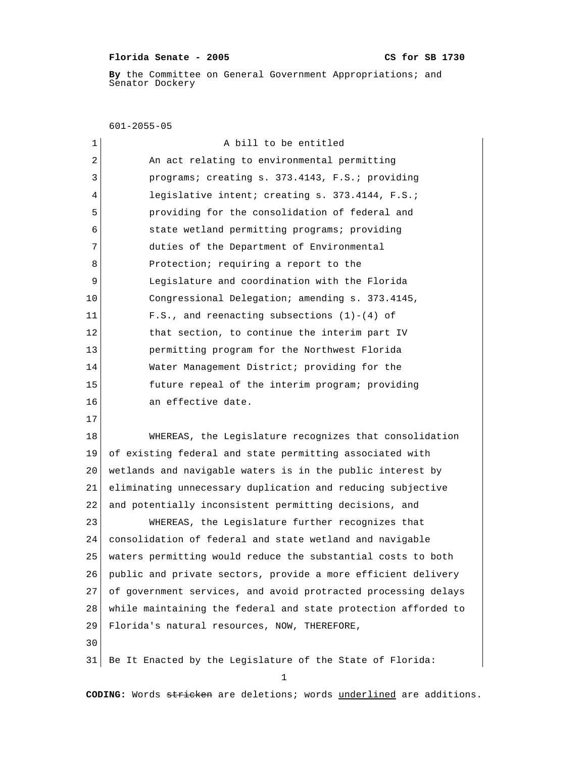**Florida Senate - 2005** **CS for SB 1730**

**By** the Committee on General Government Appropriations; and Senator Dockery

601-2055-05

A bill to be entitled

An act relating to environmental permitting programs; creating s. 373.4143, F.S.; providing legislative intent; creating s. 373.4144, F.S.; providing for the consolidation of federal and state wetland permitting programs; providing duties of the Department of Environmental Protection; requiring a report to the Legislature and coordination with the Florida Congressional Delegation; amending s. 373.4145, F.S., and reenacting subsections (1)-(4) of that section, to continue the interim part IV permitting program for the Northwest Florida Water Management District; providing for the future repeal of the interim program; providing an effective date.

WHEREAS, the Legislature recognizes that consolidation of existing federal and state permitting associated with wetlands and navigable waters is in the public interest by eliminating unnecessary duplication and reducing subjective and potentially inconsistent permitting decisions, and

WHEREAS, the Legislature further recognizes that consolidation of federal and state wetland and navigable waters permitting would reduce the substantial costs to both public and private sectors, provide a more efficient delivery of government services, and avoid protracted processing delays while maintaining the federal and state protection afforded to Florida's natural resources, NOW, THEREFORE,

Be It Enacted by the Legislature of the State of Florida:

**CODING:** Words ~~stricken~~ are deletions; words <u>underlined</u> are additions.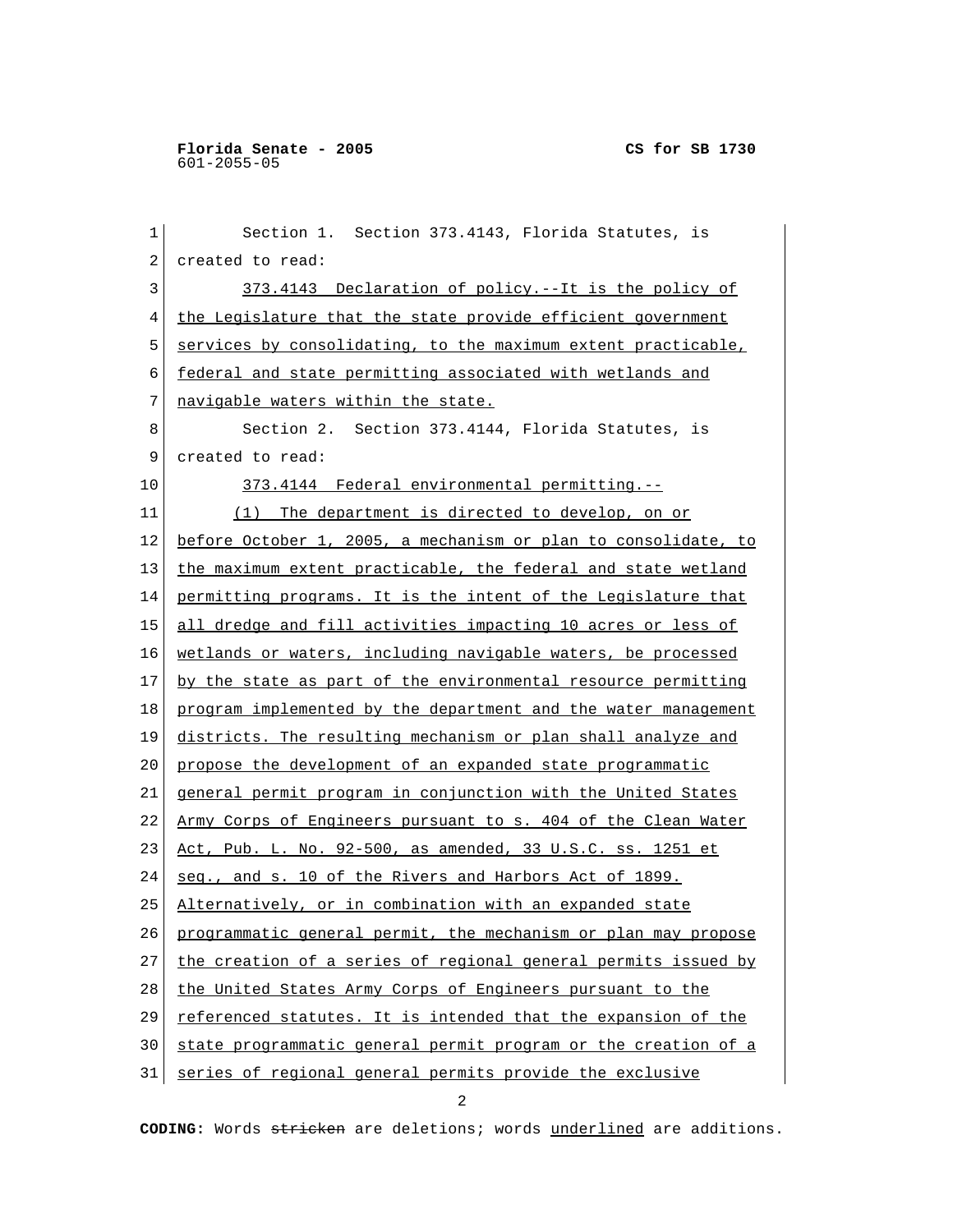Section 1. Section 373.4143, Florida Statutes, is created to read:

373.4143 Declaration of policy.--It is the policy of the Legislature that the state provide efficient government services by consolidating, to the maximum extent practicable, federal and state permitting associated with wetlands and navigable waters within the state.

Section 2. Section 373.4144, Florida Statutes, is created to read:

373.4144 Federal environmental permitting.--

(1) The department is directed to develop, on or before October 1, 2005, a mechanism or plan to consolidate, to the maximum extent practicable, the federal and state wetland permitting programs. It is the intent of the Legislature that all dredge and fill activities impacting 10 acres or less of wetlands or waters, including navigable waters, be processed by the state as part of the environmental resource permitting program implemented by the department and the water management districts. The resulting mechanism or plan shall analyze and propose the development of an expanded state programmatic general permit program in conjunction with the United States Army Corps of Engineers pursuant to s. 404 of the Clean Water Act, Pub. L. No. 92-500, as amended, 33 U.S.C. ss. 1251 et seq., and s. 10 of the Rivers and Harbors Act of 1899. Alternatively, or in combination with an expanded state programmatic general permit, the mechanism or plan may propose the creation of a series of regional general permits issued by the United States Army Corps of Engineers pursuant to the referenced statutes. It is intended that the expansion of the state programmatic general permit program or the creation of a series of regional general permits provide the exclusive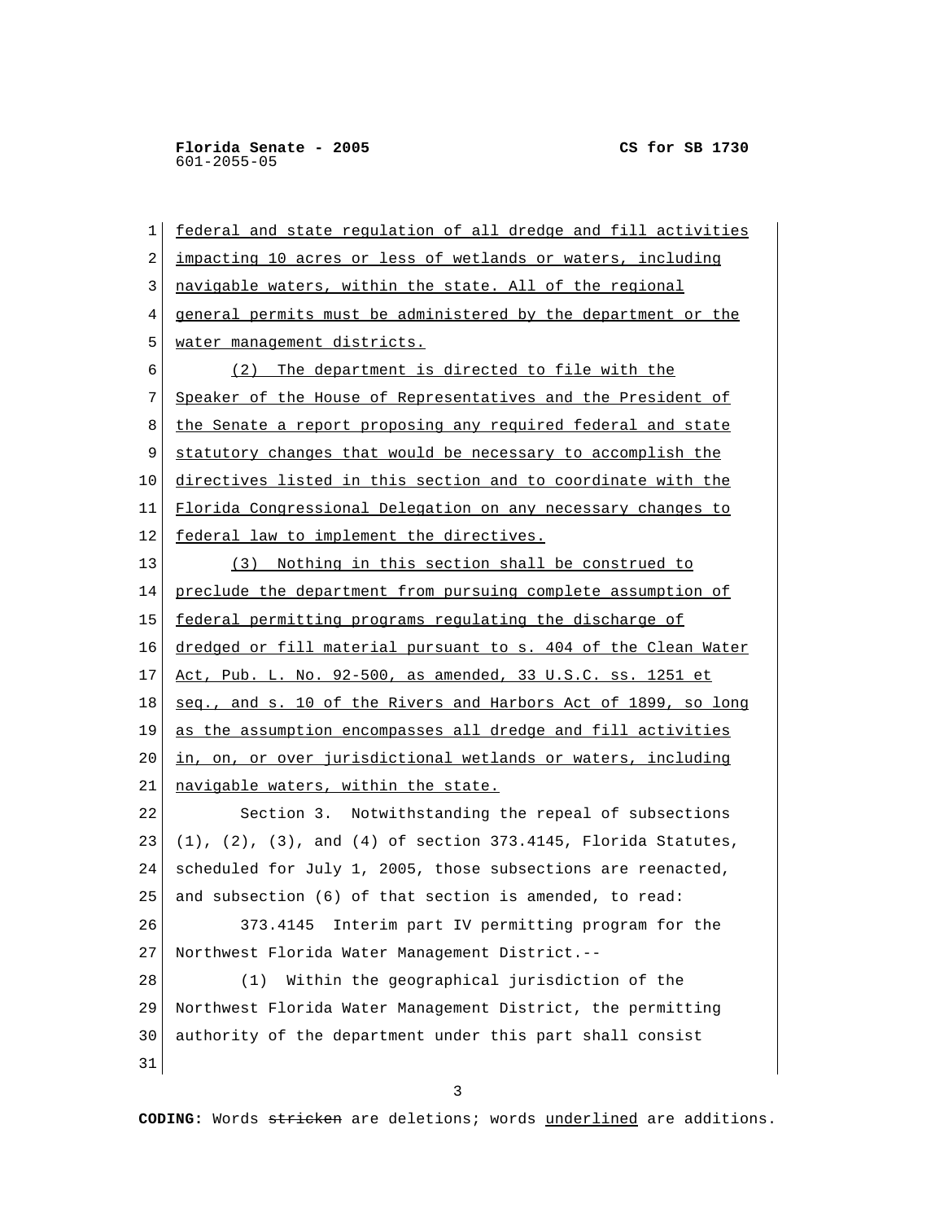federal and state regulation of all dredge and fill activities impacting 10 acres or less of wetlands or waters, including navigable waters, within the state. All of the regional general permits must be administered by the department or the water management districts.

(2) The department is directed to file with the Speaker of the House of Representatives and the President of the Senate a report proposing any required federal and state statutory changes that would be necessary to accomplish the directives listed in this section and to coordinate with the Florida Congressional Delegation on any necessary changes to federal law to implement the directives.

(3) Nothing in this section shall be construed to preclude the department from pursuing complete assumption of federal permitting programs regulating the discharge of dredged or fill material pursuant to s. 404 of the Clean Water Act, Pub. L. No. 92-500, as amended, 33 U.S.C. ss. 1251 et seq., and s. 10 of the Rivers and Harbors Act of 1899, so long as the assumption encompasses all dredge and fill activities in, on, or over jurisdictional wetlands or waters, including navigable waters, within the state.

Section 3. Notwithstanding the repeal of subsections (1), (2), (3), and (4) of section 373.4145, Florida Statutes, scheduled for July 1, 2005, those subsections are reenacted, and subsection (6) of that section is amended, to read:

373.4145 Interim part IV permitting program for the Northwest Florida Water Management District.--

(1) Within the geographical jurisdiction of the Northwest Florida Water Management District, the permitting authority of the department under this part shall consist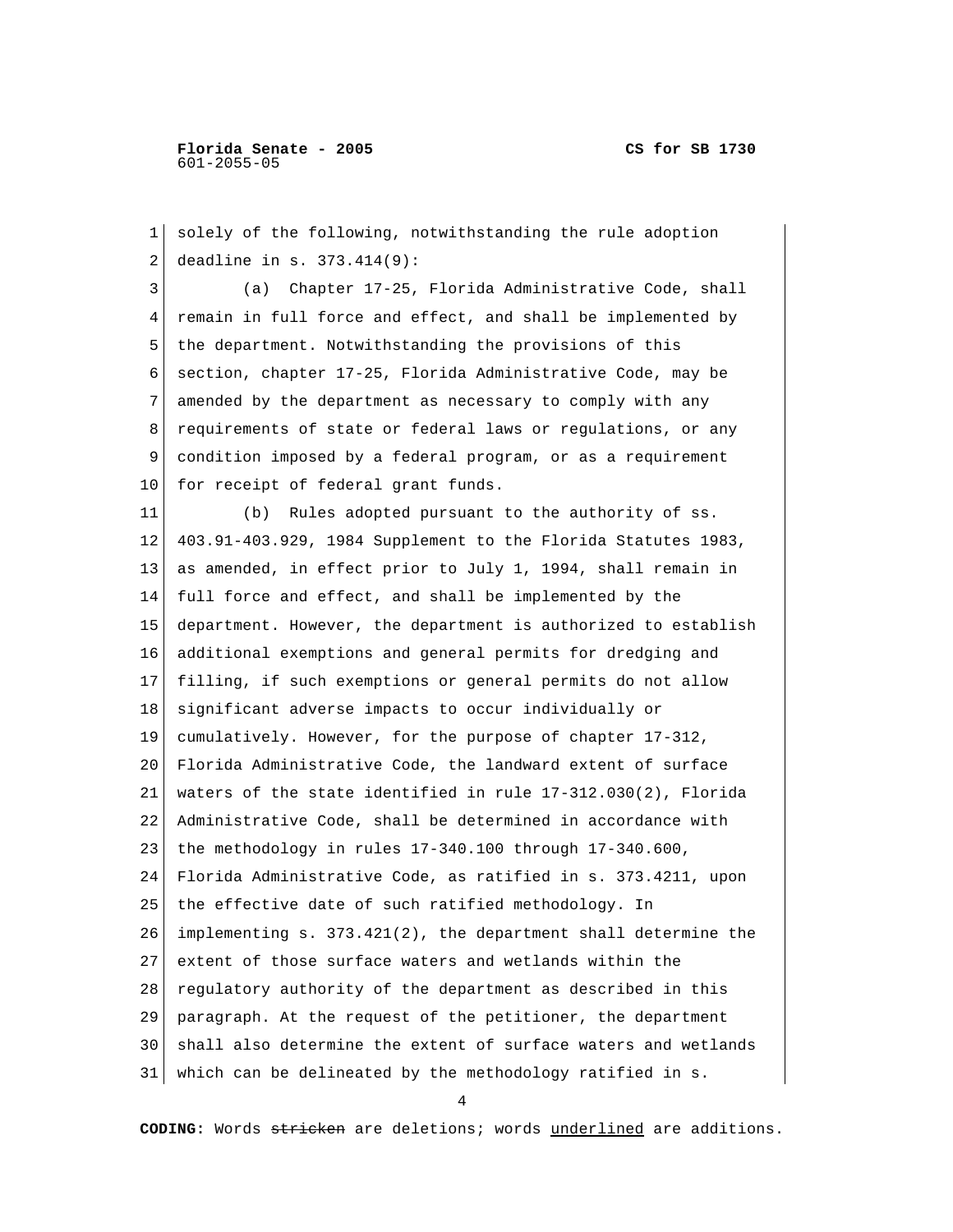solely of the following, notwithstanding the rule adoption deadline in s. 373.414(9):

(a) Chapter 17-25, Florida Administrative Code, shall remain in full force and effect, and shall be implemented by the department. Notwithstanding the provisions of this section, chapter 17-25, Florida Administrative Code, may be amended by the department as necessary to comply with any requirements of state or federal laws or regulations, or any condition imposed by a federal program, or as a requirement for receipt of federal grant funds.

(b) Rules adopted pursuant to the authority of ss. 403.91-403.929, 1984 Supplement to the Florida Statutes 1983, as amended, in effect prior to July 1, 1994, shall remain in full force and effect, and shall be implemented by the department. However, the department is authorized to establish additional exemptions and general permits for dredging and filling, if such exemptions or general permits do not allow significant adverse impacts to occur individually or cumulatively. However, for the purpose of chapter 17-312, Florida Administrative Code, the landward extent of surface waters of the state identified in rule 17-312.030(2), Florida Administrative Code, shall be determined in accordance with the methodology in rules 17-340.100 through 17-340.600, Florida Administrative Code, as ratified in s. 373.4211, upon the effective date of such ratified methodology. In implementing s. 373.421(2), the department shall determine the extent of those surface waters and wetlands within the regulatory authority of the department as described in this paragraph. At the request of the petitioner, the department shall also determine the extent of surface waters and wetlands which can be delineated by the methodology ratified in s.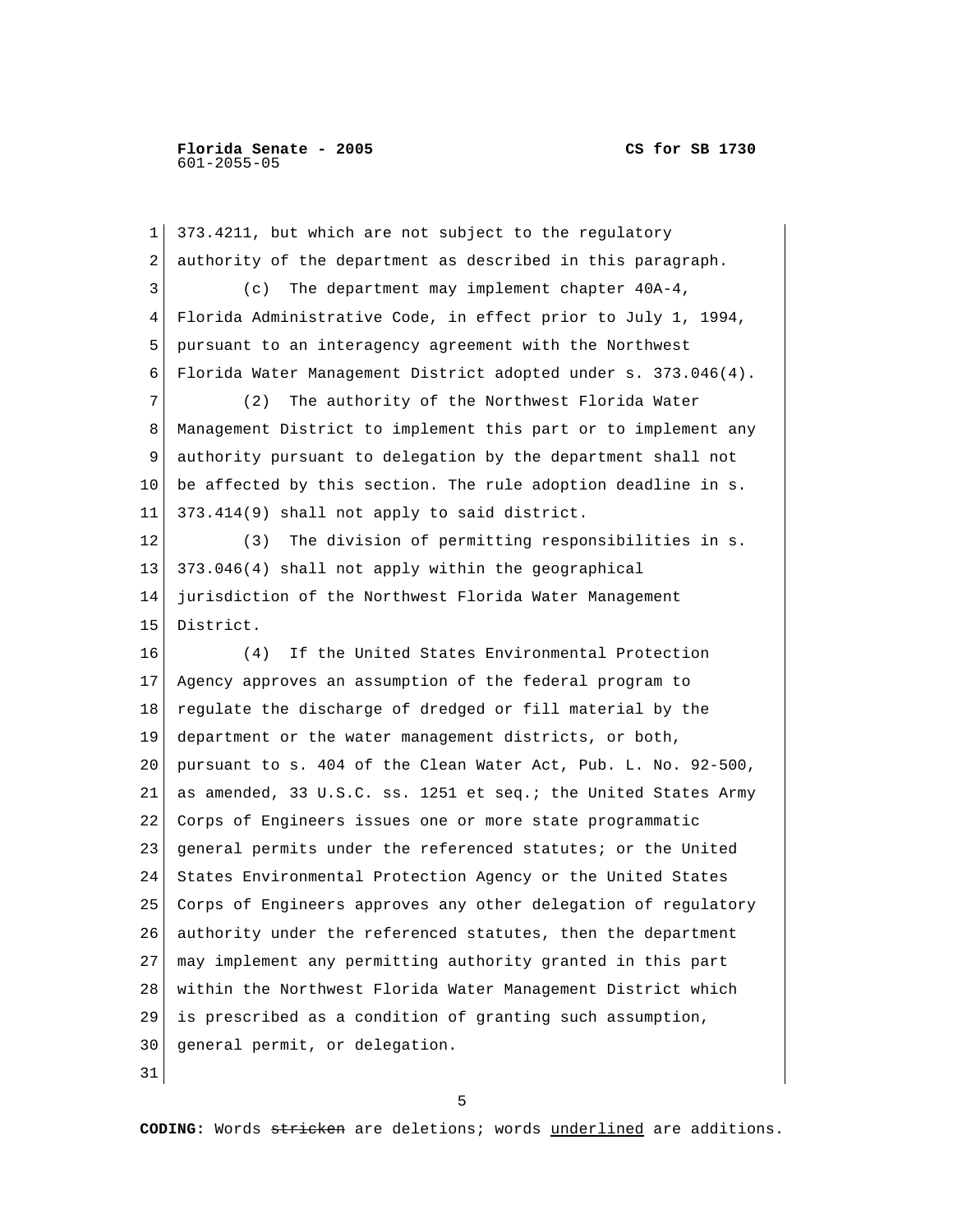373.4211, but which are not subject to the regulatory authority of the department as described in this paragraph.

(c) The department may implement chapter 40A-4, Florida Administrative Code, in effect prior to July 1, 1994, pursuant to an interagency agreement with the Northwest Florida Water Management District adopted under s. 373.046(4).

(2) The authority of the Northwest Florida Water Management District to implement this part or to implement any authority pursuant to delegation by the department shall not be affected by this section. The rule adoption deadline in s. 373.414(9) shall not apply to said district.

(3) The division of permitting responsibilities in s. 373.046(4) shall not apply within the geographical jurisdiction of the Northwest Florida Water Management District.

(4) If the United States Environmental Protection Agency approves an assumption of the federal program to regulate the discharge of dredged or fill material by the department or the water management districts, or both, pursuant to s. 404 of the Clean Water Act, Pub. L. No. 92-500, as amended, 33 U.S.C. ss. 1251 et seq.; the United States Army Corps of Engineers issues one or more state programmatic general permits under the referenced statutes; or the United States Environmental Protection Agency or the United States Corps of Engineers approves any other delegation of regulatory authority under the referenced statutes, then the department may implement any permitting authority granted in this part within the Northwest Florida Water Management District which is prescribed as a condition of granting such assumption, general permit, or delegation.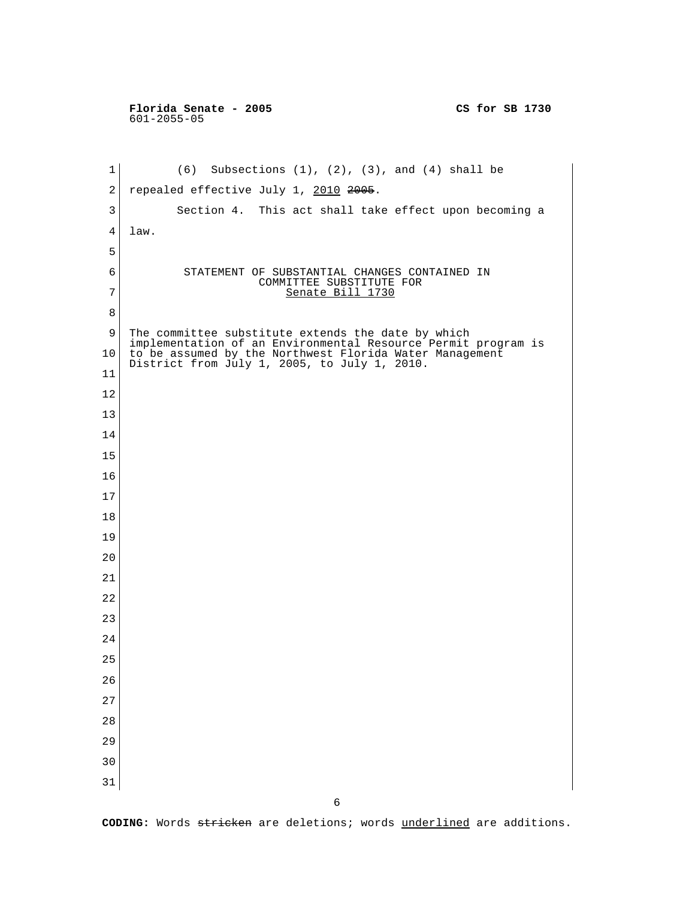(6) Subsections (1), (2), (3), and (4) shall be repealed effective July 1, 2010 ~~2005~~.

Section 4. This act shall take effect upon becoming a law.

STATEMENT OF SUBSTANTIAL CHANGES CONTAINED IN COMMITTEE SUBSTITUTE FOR Senate Bill 1730

The committee substitute extends the date by which implementation of an Environmental Resource Permit program is to be assumed by the Northwest Florida Water Management District from July 1, 2005, to July 1, 2010.

**CODING:** Words ~~stricken~~ are deletions; words underlined are additions.